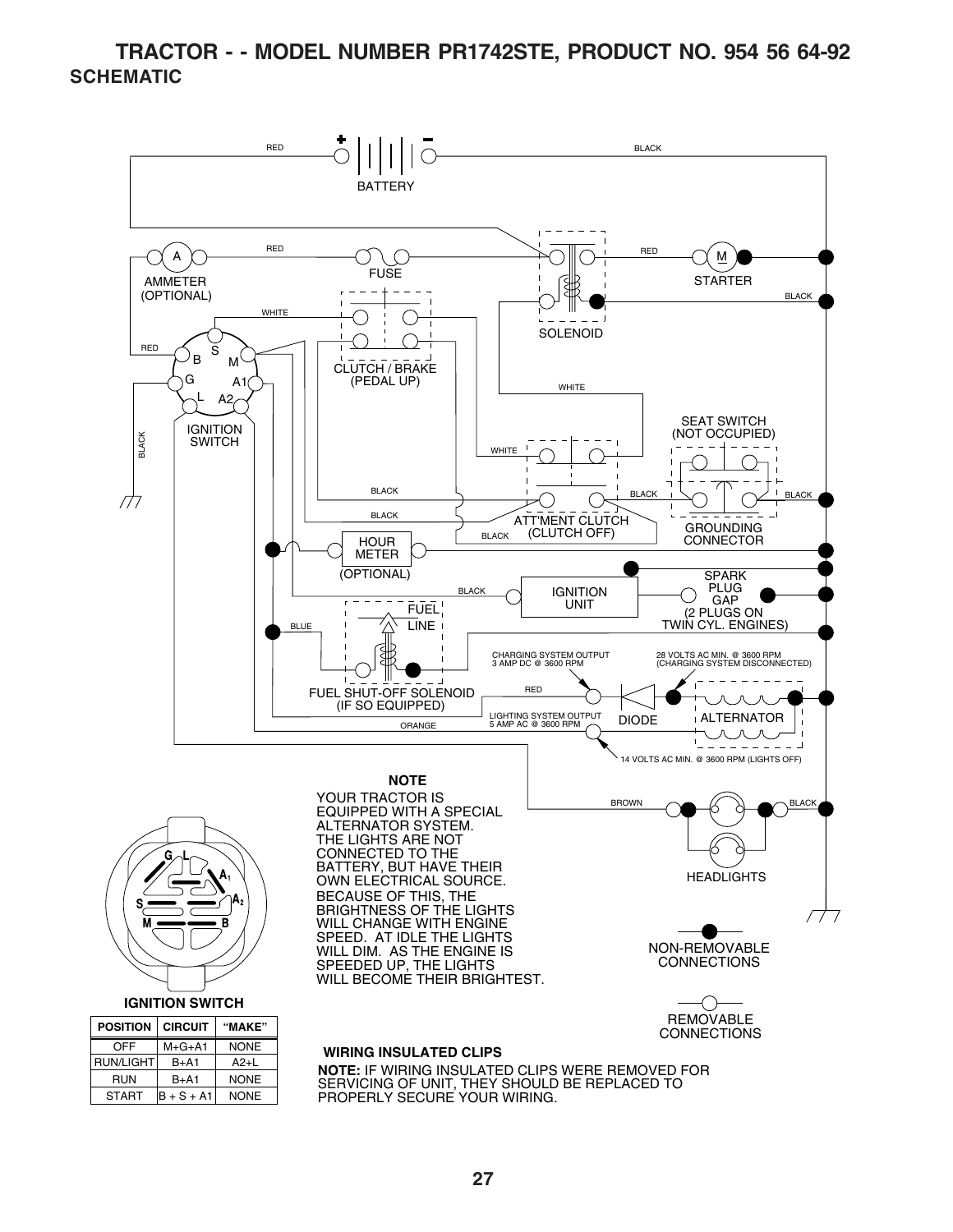# TRACTOR - - MODEL NUMBER PR1742STE, PRODUCT NO. 954 56 64-92

## SCHEMATIC

BATTERY

AMMETER (OPTIONAL)

FUSE

STARTER

SOLENOID

CLUTCH / BRAKE (PEDAL UP)

IGNITION SWITCH

SEAT SWITCH (NOT OCCUPIED)

ATT'MENT CLUTCH (CLUTCH OFF)

GROUNDING CONNECTOR

HOUR METER (OPTIONAL)

IGNITION UNIT

SPARK PLUG GAP (2 PLUGS ON TWIN CYL. ENGINES)

FUEL LINE

FUEL SHUT-OFF SOLENOID (IF SO EQUIPPED)

CHARGING SYSTEM OUTPUT 3 AMP DC @ 3600 RPM

28 VOLTS AC MIN. @ 3600 RPM (CHARGING SYSTEM DISCONNECTED)

LIGHTING SYSTEM OUTPUT 5 AMP AC @ 3600 RPM

DIODE

ALTERNATOR

14 VOLTS AC MIN. @ 3600 RPM (LIGHTS OFF)

HEADLIGHTS

**NOTE**

YOUR TRACTOR IS EQUIPPED WITH A SPECIAL ALTERNATOR SYSTEM. THE LIGHTS ARE NOT CONNECTED TO THE BATTERY, BUT HAVE THEIR OWN ELECTRICAL SOURCE. BECAUSE OF THIS, THE BRIGHTNESS OF THE LIGHTS WILL CHANGE WITH ENGINE SPEED. AT IDLE THE LIGHTS WILL DIM. AS THE ENGINE IS SPEEDED UP, THE LIGHTS WILL BECOME THEIR BRIGHTEST.

NON-REMOVABLE CONNECTIONS

REMOVABLE CONNECTIONS

**IGNITION SWITCH**

| POSITION | CIRCUIT | "MAKE" |
|---|---|---|
| OFF | M+G+A1 | NONE |
| RUN/LIGHT | B+A1 | A2+L |
| RUN | B+A1 | NONE |
| START | B + S + A1 | NONE |

**WIRING INSULATED CLIPS**

**NOTE:** IF WIRING INSULATED CLIPS WERE REMOVED FOR SERVICING OF UNIT, THEY SHOULD BE REPLACED TO PROPERLY SECURE YOUR WIRING.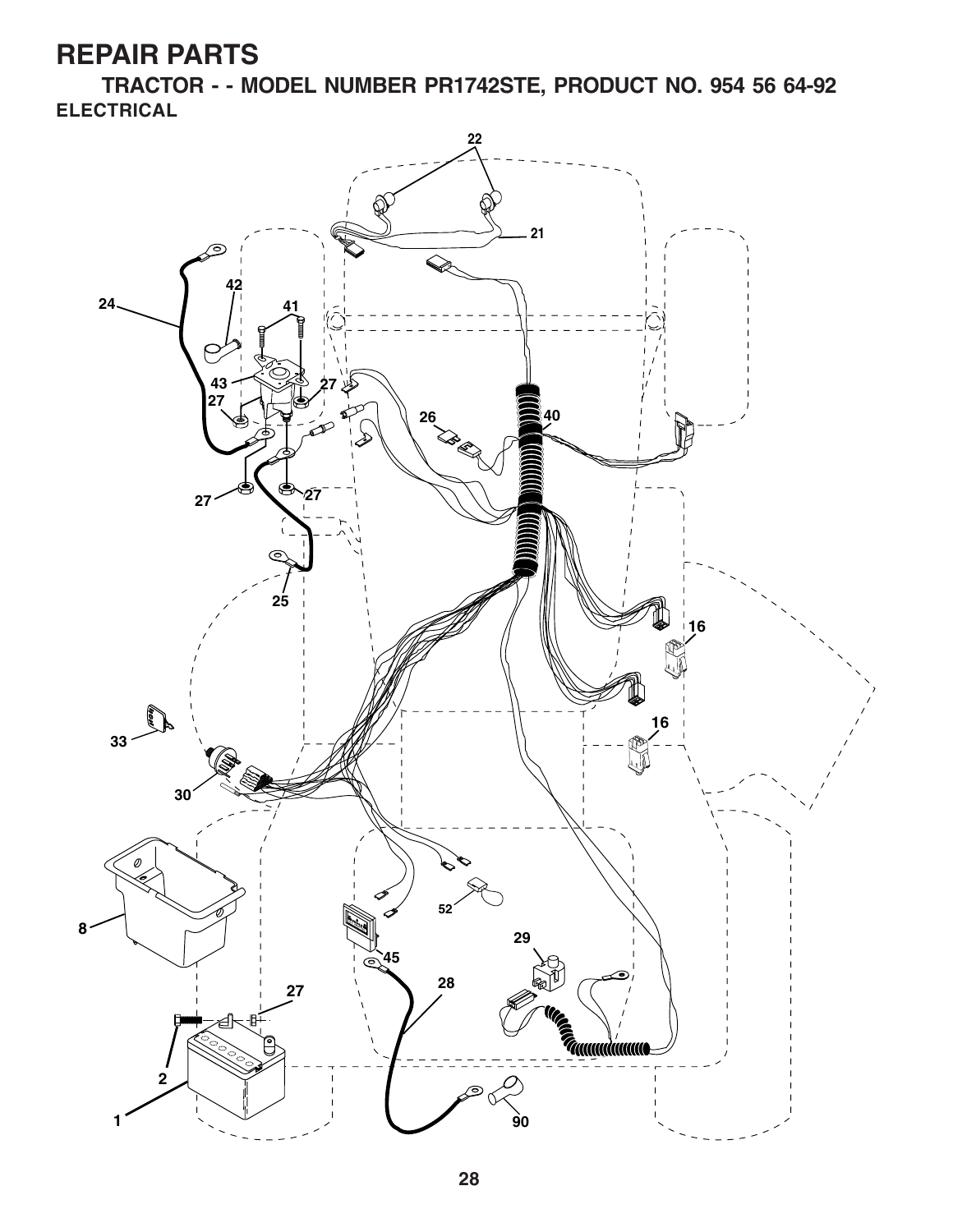# REPAIR PARTS

## TRACTOR - - MODEL NUMBER PR1742STE, PRODUCT NO. 954 56 64-92

### ELECTRICAL

22

21

42

24

41

43

27

27

26

40

27

27

25

16

16

33

30

8

52

45

29

28

27

2

1

90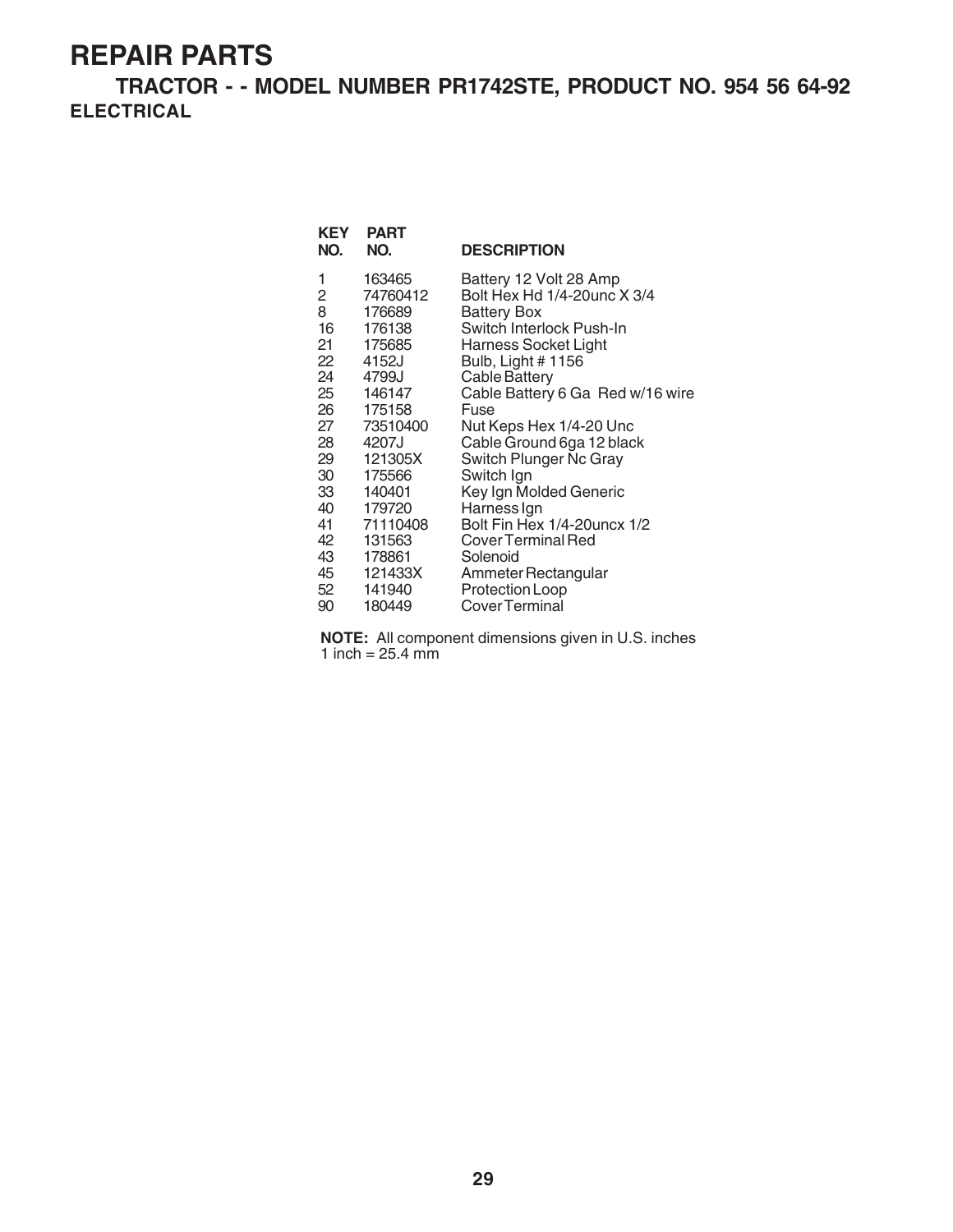# REPAIR PARTS

## TRACTOR - - MODEL NUMBER PR1742STE, PRODUCT NO. 954 56 64-92

### ELECTRICAL

| KEY NO. | PART NO. | DESCRIPTION |
|---|---|---|
| 1 | 163465 | Battery 12 Volt 28 Amp |
| 2 | 74760412 | Bolt Hex Hd 1/4-20unc X 3/4 |
| 8 | 176689 | Battery Box |
| 16 | 176138 | Switch Interlock Push-In |
| 21 | 175685 | Harness Socket Light |
| 22 | 4152J | Bulb, Light # 1156 |
| 24 | 4799J | Cable Battery |
| 25 | 146147 | Cable Battery 6 Ga Red w/16 wire |
| 26 | 175158 | Fuse |
| 27 | 73510400 | Nut Keps Hex 1/4-20 Unc |
| 28 | 4207J | Cable Ground 6ga 12 black |
| 29 | 121305X | Switch Plunger Nc Gray |
| 30 | 175566 | Switch Ign |
| 33 | 140401 | Key Ign Molded Generic |
| 40 | 179720 | Harness Ign |
| 41 | 71110408 | Bolt Fin Hex 1/4-20uncx 1/2 |
| 42 | 131563 | Cover Terminal Red |
| 43 | 178861 | Solenoid |
| 45 | 121433X | Ammeter Rectangular |
| 52 | 141940 | Protection Loop |
| 90 | 180449 | Cover Terminal |

**NOTE:** All component dimensions given in U.S. inches
1 inch = 25.4 mm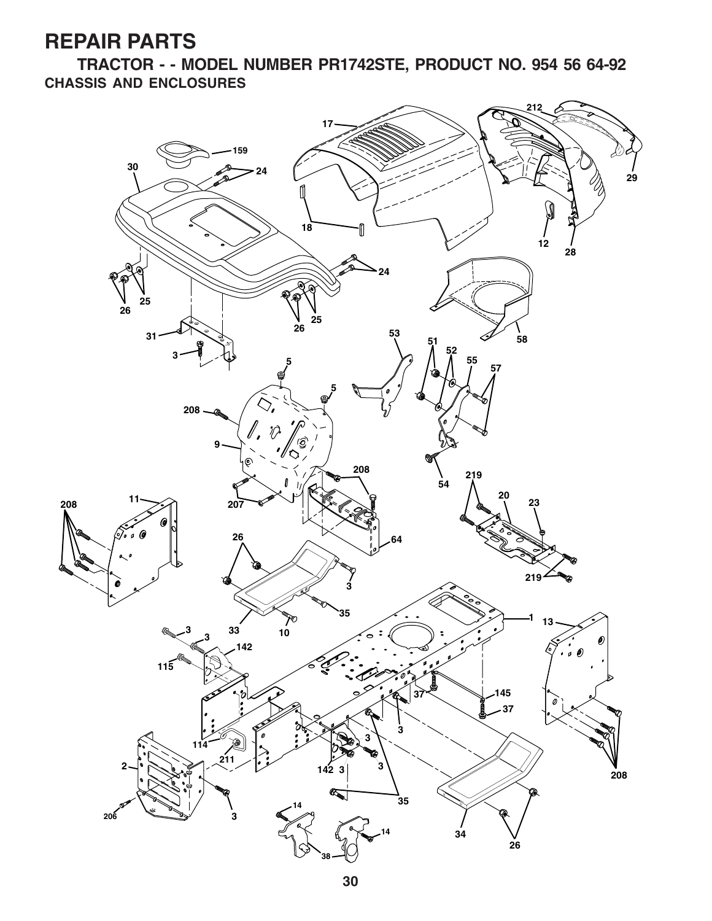# REPAIR PARTS

## TRACTOR - - MODEL NUMBER PR1742STE, PRODUCT NO. 954 56 64-92

### CHASSIS AND ENCLOSURES

17 212 159 30 24 29 18 12 28 24 26 25 26 25 31 3 53 58 51 52 55 57 5 5 208 9 208 54 219 20 23 11 207 208 64 26 219 3 35 33 10 1 13 3 3 142 115 37 145 37 3 3 114 211 3 2 142 3 208 206 3 35 14 14 34 38 26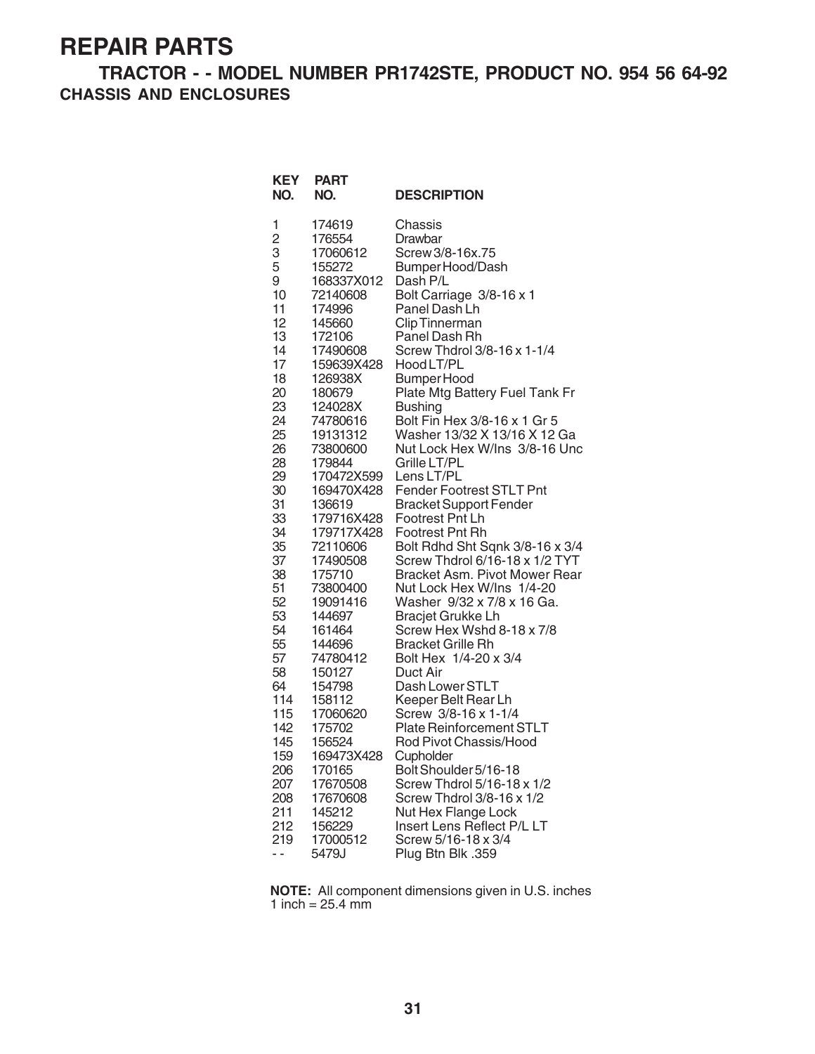# REPAIR PARTS

## TRACTOR - - MODEL NUMBER PR1742STE, PRODUCT NO. 954 56 64-92

### CHASSIS AND ENCLOSURES

| KEY NO. | PART NO. | DESCRIPTION |
|---|---|---|
| 1 | 174619 | Chassis |
| 2 | 176554 | Drawbar |
| 3 | 17060612 | Screw 3/8-16x.75 |
| 5 | 155272 | Bumper Hood/Dash |
| 9 | 168337X012 | Dash P/L |
| 10 | 72140608 | Bolt Carriage 3/8-16 x 1 |
| 11 | 174996 | Panel Dash Lh |
| 12 | 145660 | Clip Tinnerman |
| 13 | 172106 | Panel Dash Rh |
| 14 | 17490608 | Screw Thdrol 3/8-16 x 1-1/4 |
| 17 | 159639X428 | Hood LT/PL |
| 18 | 126938X | Bumper Hood |
| 20 | 180679 | Plate Mtg Battery Fuel Tank Fr |
| 23 | 124028X | Bushing |
| 24 | 74780616 | Bolt Fin Hex 3/8-16 x 1 Gr 5 |
| 25 | 19131312 | Washer 13/32 X 13/16 X 12 Ga |
| 26 | 73800600 | Nut Lock Hex W/Ins 3/8-16 Unc |
| 28 | 179844 | Grille LT/PL |
| 29 | 170472X599 | Lens LT/PL |
| 30 | 169470X428 | Fender Footrest STLT Pnt |
| 31 | 136619 | Bracket Support Fender |
| 33 | 179716X428 | Footrest Pnt Lh |
| 34 | 179717X428 | Footrest Pnt Rh |
| 35 | 72110606 | Bolt Rdhd Sht Sqnk 3/8-16 x 3/4 |
| 37 | 17490508 | Screw Thdrol 6/16-18 x 1/2 TYT |
| 38 | 175710 | Bracket Asm. Pivot Mower Rear |
| 51 | 73800400 | Nut Lock Hex W/Ins 1/4-20 |
| 52 | 19091416 | Washer 9/32 x 7/8 x 16 Ga. |
| 53 | 144697 | Bracjet Grukke Lh |
| 54 | 161464 | Screw Hex Wshd 8-18 x 7/8 |
| 55 | 144696 | Bracket Grille Rh |
| 57 | 74780412 | Bolt Hex 1/4-20 x 3/4 |
| 58 | 150127 | Duct Air |
| 64 | 154798 | Dash Lower STLT |
| 114 | 158112 | Keeper Belt Rear Lh |
| 115 | 17060620 | Screw 3/8-16 x 1-1/4 |
| 142 | 175702 | Plate Reinforcement STLT |
| 145 | 156524 | Rod Pivot Chassis/Hood |
| 159 | 169473X428 | Cupholder |
| 206 | 170165 | Bolt Shoulder 5/16-18 |
| 207 | 17670508 | Screw Thdrol 5/16-18 x 1/2 |
| 208 | 17670608 | Screw Thdrol 3/8-16 x 1/2 |
| 211 | 145212 | Nut Hex Flange Lock |
| 212 | 156229 | Insert Lens Reflect P/L LT |
| 219 | 17000512 | Screw 5/16-18 x 3/4 |
| - - | 5479J | Plug Btn Blk .359 |

**NOTE:** All component dimensions given in U.S. inches
1 inch = 25.4 mm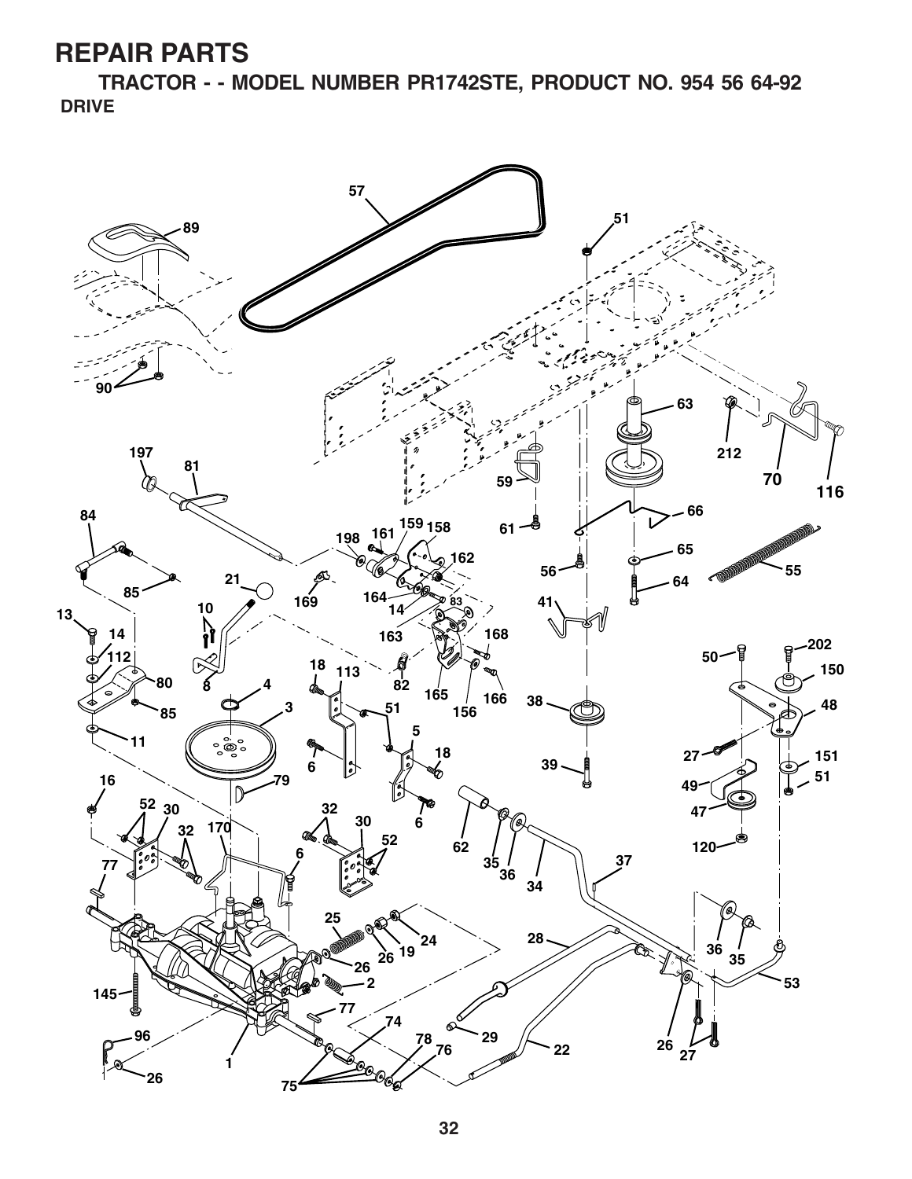# REPAIR PARTS

## TRACTOR - - MODEL NUMBER PR1742STE, PRODUCT NO. 954 56 64-92

### DRIVE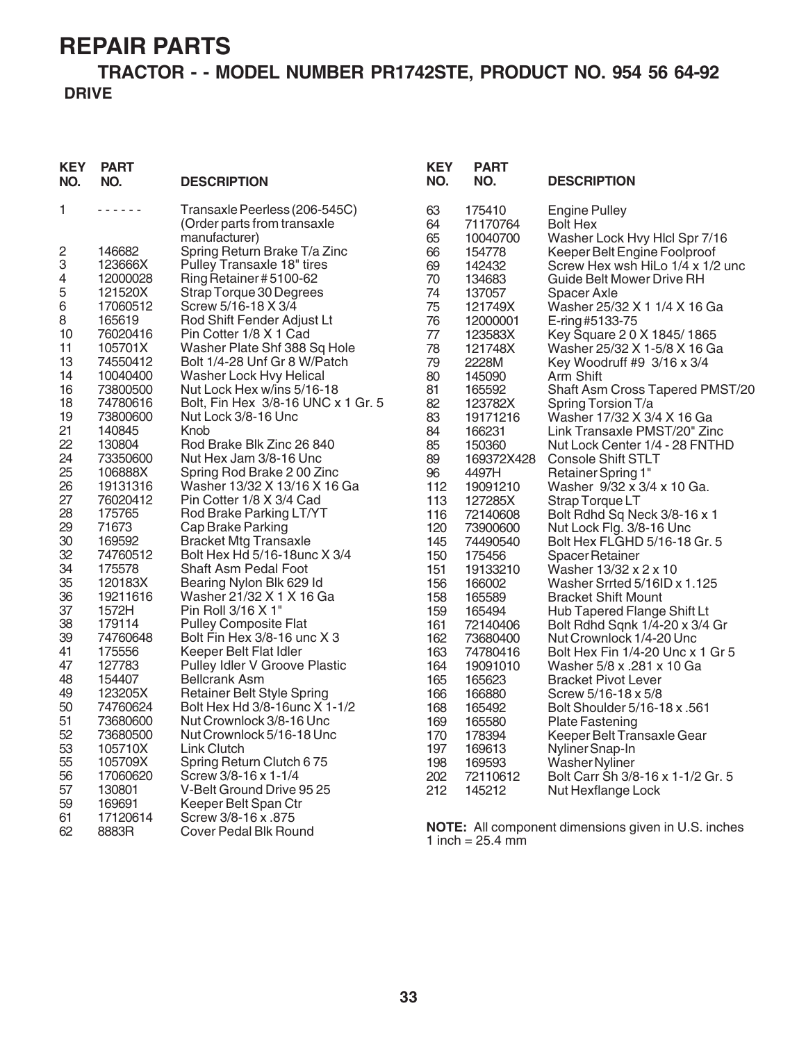# REPAIR PARTS

## TRACTOR - - MODEL NUMBER PR1742STE, PRODUCT NO. 954 56 64-92

### DRIVE

| KEY NO. | PART NO. | DESCRIPTION |
|---|---|---|
| 1 | - - - - - - | Transaxle Peerless (206-545C) (Order parts from transaxle manufacturer) |
| 2 | 146682 | Spring Return Brake T/a Zinc |
| 3 | 123666X | Pulley Transaxle 18" tires |
| 4 | 12000028 | Ring Retainer # 5100-62 |
| 5 | 121520X | Strap Torque 30 Degrees |
| 6 | 17060512 | Screw 5/16-18 X 3/4 |
| 8 | 165619 | Rod Shift Fender Adjust Lt |
| 10 | 76020416 | Pin Cotter 1/8 X 1 Cad |
| 11 | 105701X | Washer Plate Shf 388 Sq Hole |
| 13 | 74550412 | Bolt 1/4-28 Unf Gr 8 W/Patch |
| 14 | 10040400 | Washer Lock Hvy Helical |
| 16 | 73800500 | Nut Lock Hex w/ins 5/16-18 |
| 18 | 74780616 | Bolt, Fin Hex 3/8-16 UNC x 1 Gr. 5 |
| 19 | 73800600 | Nut Lock 3/8-16 Unc |
| 21 | 140845 | Knob |
| 22 | 130804 | Rod Brake Blk Zinc 26 840 |
| 24 | 73350600 | Nut Hex Jam 3/8-16 Unc |
| 25 | 106888X | Spring Rod Brake 2 00 Zinc |
| 26 | 19131316 | Washer 13/32 X 13/16 X 16 Ga |
| 27 | 76020412 | Pin Cotter 1/8 X 3/4 Cad |
| 28 | 175765 | Rod Brake Parking LT/YT |
| 29 | 71673 | Cap Brake Parking |
| 30 | 169592 | Bracket Mtg Transaxle |
| 32 | 74760512 | Bolt Hex Hd 5/16-18unc X 3/4 |
| 34 | 175578 | Shaft Asm Pedal Foot |
| 35 | 120183X | Bearing Nylon Blk 629 Id |
| 36 | 19211616 | Washer 21/32 X 1 X 16 Ga |
| 37 | 1572H | Pin Roll 3/16 X 1" |
| 38 | 179114 | Pulley Composite Flat |
| 39 | 74760648 | Bolt Fin Hex 3/8-16 unc X 3 |
| 41 | 175556 | Keeper Belt Flat Idler |
| 47 | 127783 | Pulley Idler V Groove Plastic |
| 48 | 154407 | Bellcrank Asm |
| 49 | 123205X | Retainer Belt Style Spring |
| 50 | 74760624 | Bolt Hex Hd 3/8-16unc X 1-1/2 |
| 51 | 73680600 | Nut Crownlock 3/8-16 Unc |
| 52 | 73680500 | Nut Crownlock 5/16-18 Unc |
| 53 | 105710X | Link Clutch |
| 55 | 105709X | Spring Return Clutch 6 75 |
| 56 | 17060620 | Screw 3/8-16 x 1-1/4 |
| 57 | 130801 | V-Belt Ground Drive 95 25 |
| 59 | 169691 | Keeper Belt Span Ctr |
| 61 | 17120614 | Screw 3/8-16 x .875 |
| 62 | 8883R | Cover Pedal Blk Round |
| 63 | 175410 | Engine Pulley |
| 64 | 71170764 | Bolt Hex |
| 65 | 10040700 | Washer Lock Hvy Hlcl Spr 7/16 |
| 66 | 154778 | Keeper Belt Engine Foolproof |
| 69 | 142432 | Screw Hex wsh HiLo 1/4 x 1/2 unc |
| 70 | 134683 | Guide Belt Mower Drive RH |
| 74 | 137057 | Spacer Axle |
| 75 | 121749X | Washer 25/32 X 1 1/4 X 16 Ga |
| 76 | 12000001 | E-ring #5133-75 |
| 77 | 123583X | Key Square 2 0 X 1845/ 1865 |
| 78 | 121748X | Washer 25/32 X 1-5/8 X 16 Ga |
| 79 | 2228M | Key Woodruff #9 3/16 x 3/4 |
| 80 | 145090 | Arm Shift |
| 81 | 165592 | Shaft Asm Cross Tapered PMST/20 |
| 82 | 123782X | Spring Torsion T/a |
| 83 | 19171216 | Washer 17/32 X 3/4 X 16 Ga |
| 84 | 166231 | Link Transaxle PMST/20" Zinc |
| 85 | 150360 | Nut Lock Center 1/4 - 28 FNTHD |
| 89 | 169372X428 | Console Shift STLT |
| 96 | 4497H | Retainer Spring 1" |
| 112 | 19091210 | Washer 9/32 x 3/4 x 10 Ga. |
| 113 | 127285X | Strap Torque LT |
| 116 | 72140608 | Bolt Rdhd Sq Neck 3/8-16 x 1 |
| 120 | 73900600 | Nut Lock Flg. 3/8-16 Unc |
| 145 | 74490540 | Bolt Hex FLGHD 5/16-18 Gr. 5 |
| 150 | 175456 | Spacer Retainer |
| 151 | 19133210 | Washer 13/32 x 2 x 10 |
| 156 | 166002 | Washer Srrted 5/16ID x 1.125 |
| 158 | 165589 | Bracket Shift Mount |
| 159 | 165494 | Hub Tapered Flange Shift Lt |
| 161 | 72140406 | Bolt Rdhd Sqnk 1/4-20 x 3/4 Gr |
| 162 | 73680400 | Nut Crownlock 1/4-20 Unc |
| 163 | 74780416 | Bolt Hex Fin 1/4-20 Unc x 1 Gr 5 |
| 164 | 19091010 | Washer 5/8 x .281 x 10 Ga |
| 165 | 165623 | Bracket Pivot Lever |
| 166 | 166880 | Screw 5/16-18 x 5/8 |
| 168 | 165492 | Bolt Shoulder 5/16-18 x .561 |
| 169 | 165580 | Plate Fastening |
| 170 | 178394 | Keeper Belt Transaxle Gear |
| 197 | 169613 | Nyliner Snap-In |
| 198 | 169593 | Washer Nyliner |
| 202 | 72110612 | Bolt Carr Sh 3/8-16 x 1-1/2 Gr. 5 |
| 212 | 145212 | Nut Hexflange Lock |

**NOTE:** All component dimensions given in U.S. inches
1 inch = 25.4 mm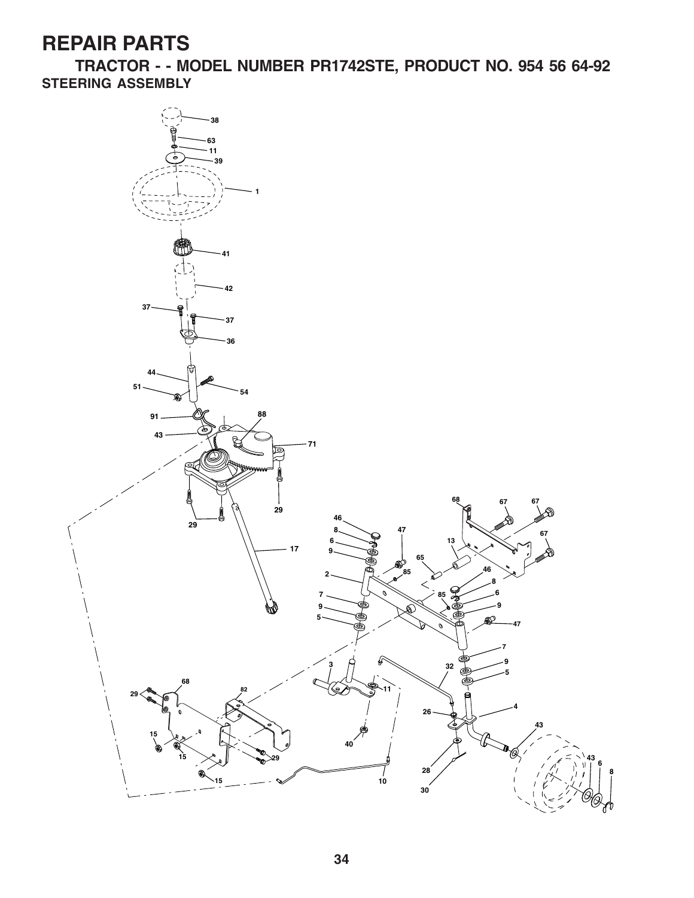# REPAIR PARTS

## TRACTOR - - MODEL NUMBER PR1742STE, PRODUCT NO. 954 56 64-92

### STEERING ASSEMBLY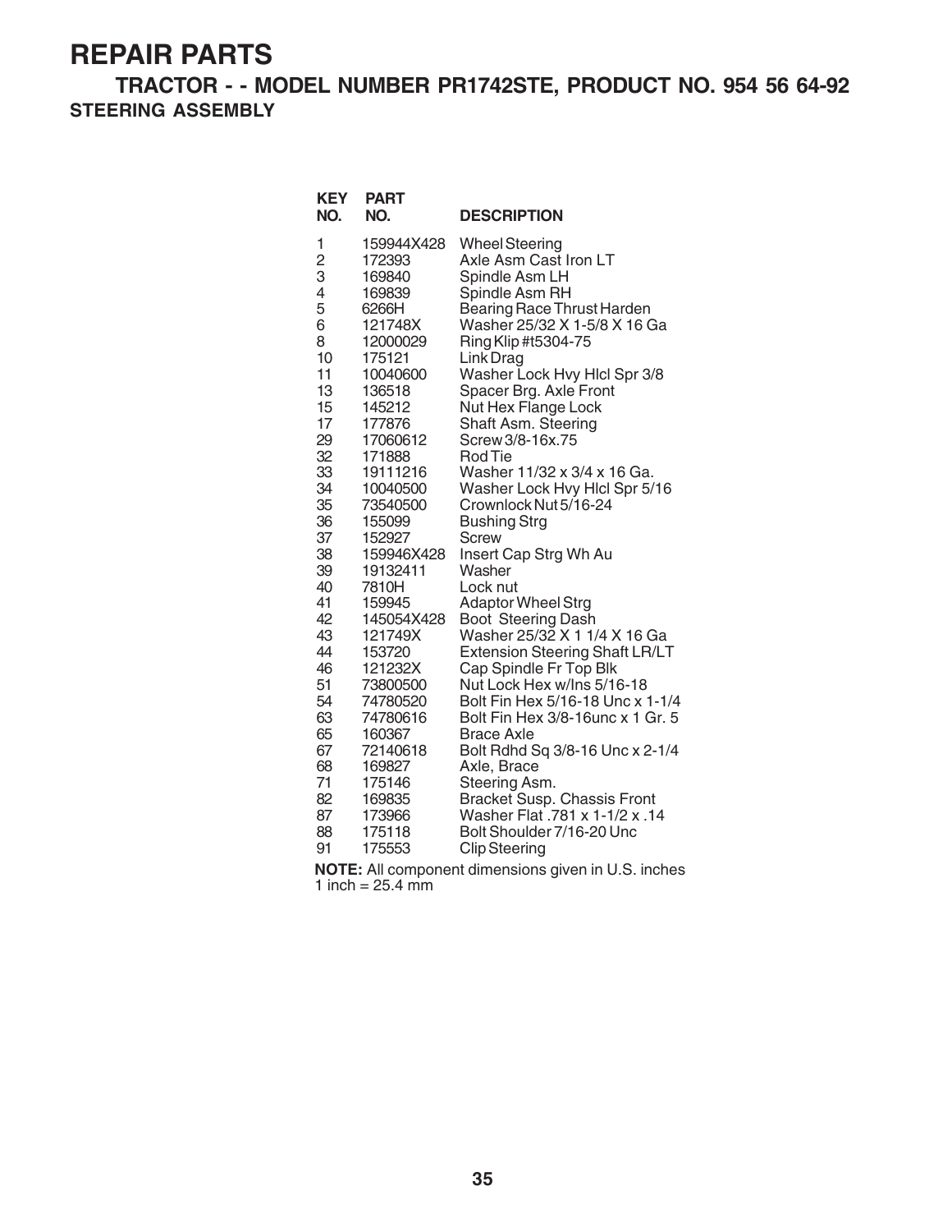# REPAIR PARTS

## TRACTOR - - MODEL NUMBER PR1742STE, PRODUCT NO. 954 56 64-92

### STEERING ASSEMBLY

| KEY NO. | PART NO. | DESCRIPTION |
|---|---|---|
| 1 | 159944X428 | Wheel Steering |
| 2 | 172393 | Axle Asm Cast Iron LT |
| 3 | 169840 | Spindle Asm LH |
| 4 | 169839 | Spindle Asm RH |
| 5 | 6266H | Bearing Race Thrust Harden |
| 6 | 121748X | Washer 25/32 X 1-5/8 X 16 Ga |
| 8 | 12000029 | Ring Klip #t5304-75 |
| 10 | 175121 | Link Drag |
| 11 | 10040600 | Washer Lock Hvy Hlcl Spr 3/8 |
| 13 | 136518 | Spacer Brg. Axle Front |
| 15 | 145212 | Nut Hex Flange Lock |
| 17 | 177876 | Shaft Asm. Steering |
| 29 | 17060612 | Screw 3/8-16x.75 |
| 32 | 171888 | Rod Tie |
| 33 | 19111216 | Washer 11/32 x 3/4 x 16 Ga. |
| 34 | 10040500 | Washer Lock Hvy Hlcl Spr 5/16 |
| 35 | 73540500 | Crownlock Nut 5/16-24 |
| 36 | 155099 | Bushing Strg |
| 37 | 152927 | Screw |
| 38 | 159946X428 | Insert Cap Strg Wh Au |
| 39 | 19132411 | Washer |
| 40 | 7810H | Lock nut |
| 41 | 159945 | Adaptor Wheel Strg |
| 42 | 145054X428 | Boot Steering Dash |
| 43 | 121749X | Washer 25/32 X 1 1/4 X 16 Ga |
| 44 | 153720 | Extension Steering Shaft LR/LT |
| 46 | 121232X | Cap Spindle Fr Top Blk |
| 51 | 73800500 | Nut Lock Hex w/Ins 5/16-18 |
| 54 | 74780520 | Bolt Fin Hex 5/16-18 Unc x 1-1/4 |
| 63 | 74780616 | Bolt Fin Hex 3/8-16unc x 1 Gr. 5 |
| 65 | 160367 | Brace Axle |
| 67 | 72140618 | Bolt Rdhd Sq 3/8-16 Unc x 2-1/4 |
| 68 | 169827 | Axle, Brace |
| 71 | 175146 | Steering Asm. |
| 82 | 169835 | Bracket Susp. Chassis Front |
| 87 | 173966 | Washer Flat .781 x 1-1/2 x .14 |
| 88 | 175118 | Bolt Shoulder 7/16-20 Unc |
| 91 | 175553 | Clip Steering |

**NOTE:** All component dimensions given in U.S. inches
1 inch = 25.4 mm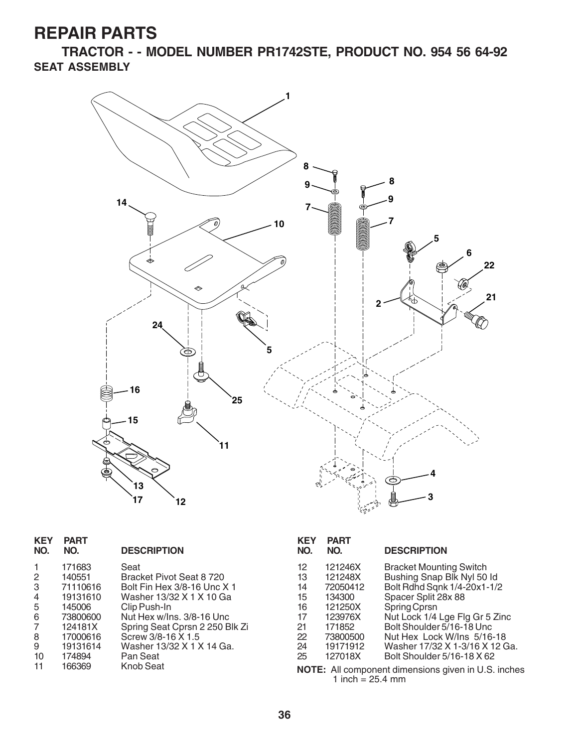# REPAIR PARTS

## TRACTOR - - MODEL NUMBER PR1742STE, PRODUCT NO. 954 56 64-92

### SEAT ASSEMBLY

| KEY NO. | PART NO. | DESCRIPTION |
|---|---|---|
| 1 | 171683 | Seat |
| 2 | 140551 | Bracket Pivot Seat 8 720 |
| 3 | 71110616 | Bolt Fin Hex 3/8-16 Unc X 1 |
| 4 | 19131610 | Washer 13/32 X 1 X 10 Ga |
| 5 | 145006 | Clip Push-In |
| 6 | 73800600 | Nut Hex w/Ins. 3/8-16 Unc |
| 7 | 124181X | Spring Seat Cprsn 2 250 Blk Zi |
| 8 | 17000616 | Screw 3/8-16 X 1.5 |
| 9 | 19131614 | Washer 13/32 X 1 X 14 Ga. |
| 10 | 174894 | Pan Seat |
| 11 | 166369 | Knob Seat |
| 12 | 121246X | Bracket Mounting Switch |
| 13 | 121248X | Bushing Snap Blk Nyl 50 Id |
| 14 | 72050412 | Bolt Rdhd Sqnk 1/4-20x1-1/2 |
| 15 | 134300 | Spacer Split 28x 88 |
| 16 | 121250X | Spring Cprsn |
| 17 | 123976X | Nut Lock 1/4 Lge Flg Gr 5 Zinc |
| 21 | 171852 | Bolt Shoulder 5/16-18 Unc |
| 22 | 73800500 | Nut Hex Lock W/Ins 5/16-18 |
| 24 | 19171912 | Washer 17/32 X 1-3/16 X 12 Ga. |
| 25 | 127018X | Bolt Shoulder 5/16-18 X 62 |

**NOTE:** All component dimensions given in U.S. inches
1 inch = 25.4 mm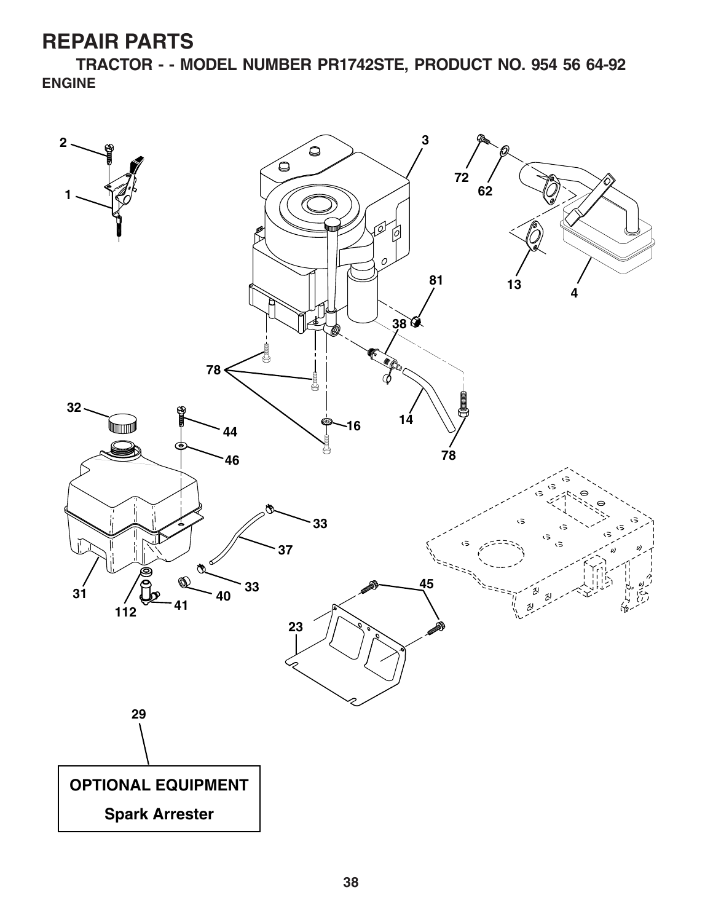# REPAIR PARTS

## TRACTOR - - MODEL NUMBER PR1742STE, PRODUCT NO. 954 56 64-92

### ENGINE

**OPTIONAL EQUIPMENT**

**Spark Arrester**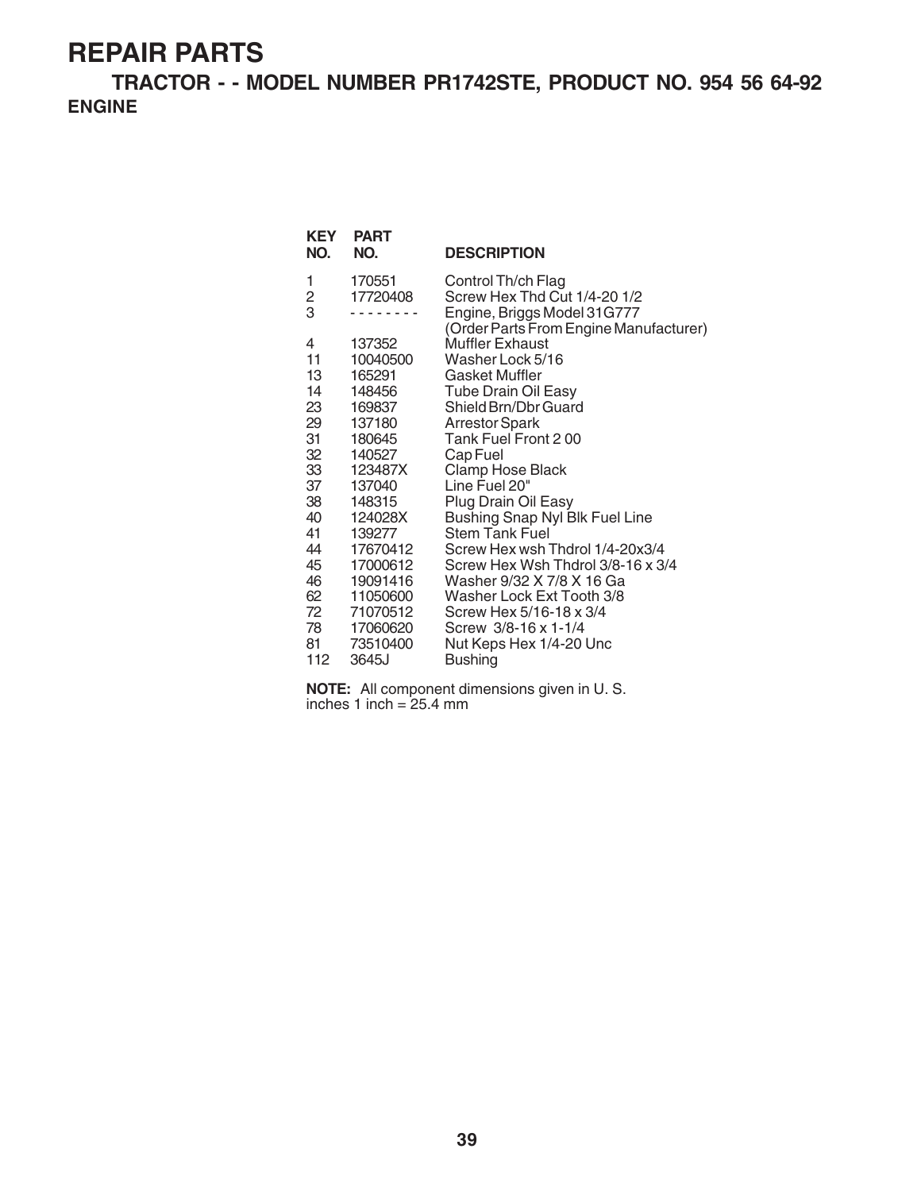# REPAIR PARTS

## TRACTOR - - MODEL NUMBER PR1742STE, PRODUCT NO. 954 56 64-92

### ENGINE

| KEY NO. | PART NO. | DESCRIPTION |
|---|---|---|
| 1 | 170551 | Control Th/ch Flag |
| 2 | 17720408 | Screw Hex Thd Cut 1/4-20 1/2 |
| 3 | - - - - - - - - | Engine, Briggs Model 31G777 (Order Parts From Engine Manufacturer) |
| 4 | 137352 | Muffler Exhaust |
| 11 | 10040500 | Washer Lock 5/16 |
| 13 | 165291 | Gasket Muffler |
| 14 | 148456 | Tube Drain Oil Easy |
| 23 | 169837 | Shield Brn/Dbr Guard |
| 29 | 137180 | Arrestor Spark |
| 31 | 180645 | Tank Fuel Front 2 00 |
| 32 | 140527 | Cap Fuel |
| 33 | 123487X | Clamp Hose Black |
| 37 | 137040 | Line Fuel 20" |
| 38 | 148315 | Plug Drain Oil Easy |
| 40 | 124028X | Bushing Snap Nyl Blk Fuel Line |
| 41 | 139277 | Stem Tank Fuel |
| 44 | 17670412 | Screw Hex wsh Thdrol 1/4-20x3/4 |
| 45 | 17000612 | Screw Hex Wsh Thdrol 3/8-16 x 3/4 |
| 46 | 19091416 | Washer 9/32 X 7/8 X 16 Ga |
| 62 | 11050600 | Washer Lock Ext Tooth 3/8 |
| 72 | 71070512 | Screw Hex 5/16-18 x 3/4 |
| 78 | 17060620 | Screw 3/8-16 x 1-1/4 |
| 81 | 73510400 | Nut Keps Hex 1/4-20 Unc |
| 112 | 3645J | Bushing |

**NOTE:** All component dimensions given in U. S. inches 1 inch = 25.4 mm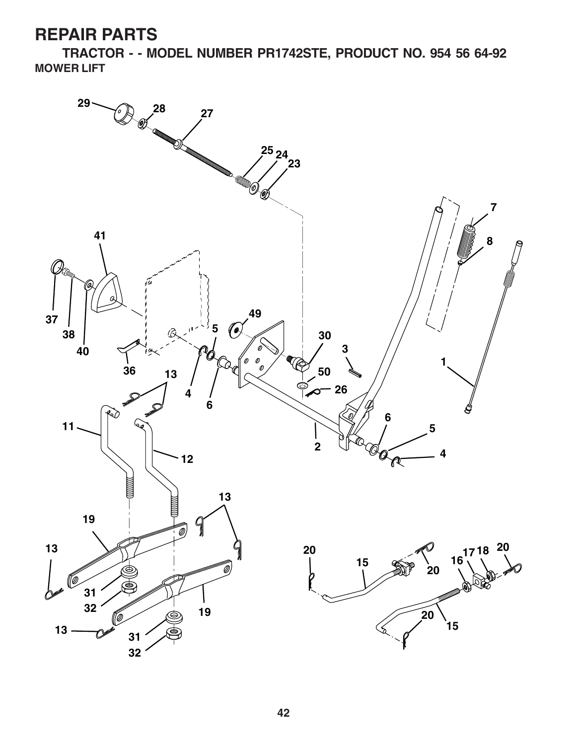# REPAIR PARTS

## TRACTOR - - MODEL NUMBER PR1742STE, PRODUCT NO. 954 56 64-92

### MOWER LIFT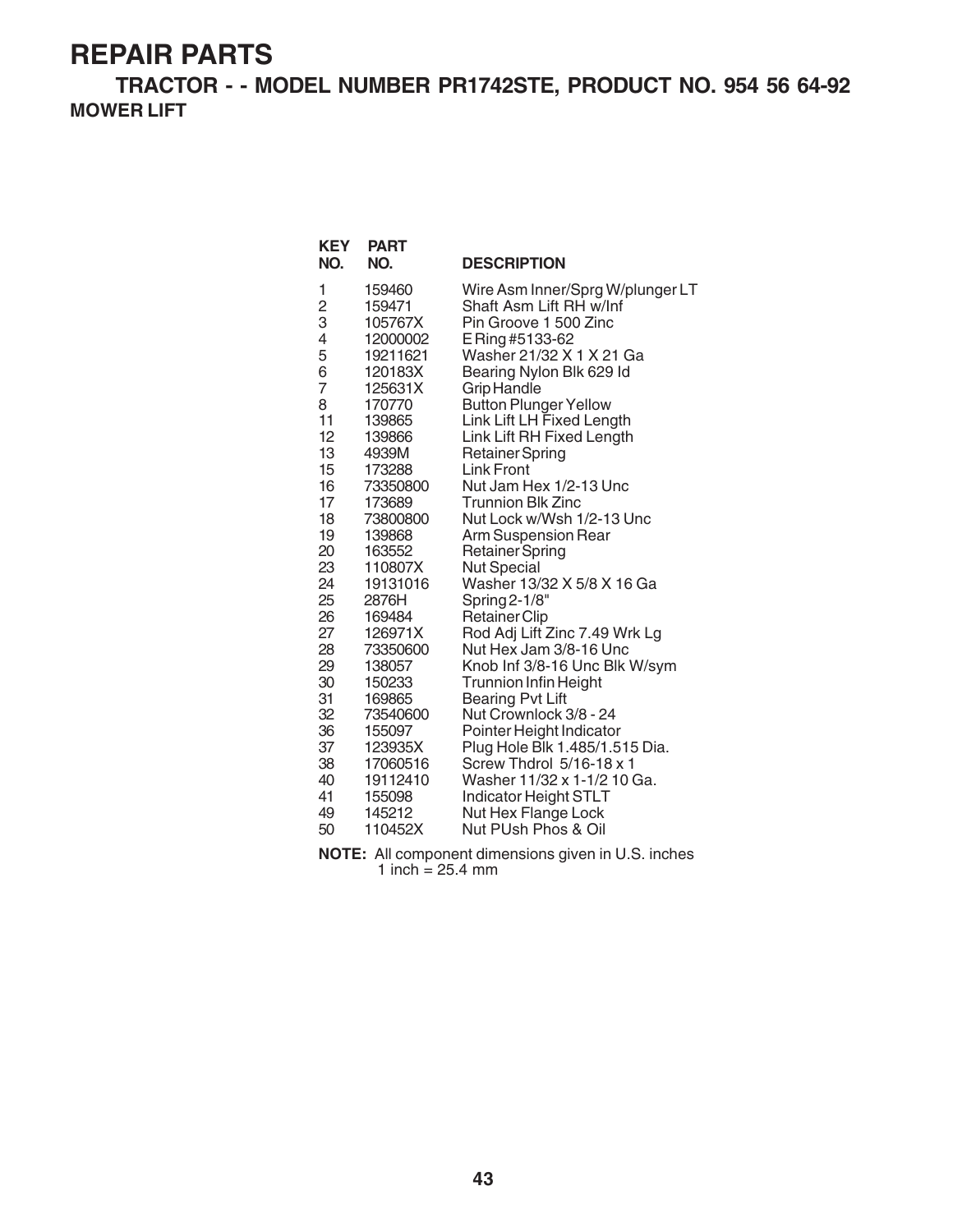# REPAIR PARTS

## TRACTOR - - MODEL NUMBER PR1742STE, PRODUCT NO. 954 56 64-92

### MOWER LIFT

| KEY NO. | PART NO. | DESCRIPTION |
|---|---|---|
| 1 | 159460 | Wire Asm Inner/Sprg W/plunger LT |
| 2 | 159471 | Shaft Asm Lift RH w/Inf |
| 3 | 105767X | Pin Groove 1 500 Zinc |
| 4 | 12000002 | E Ring #5133-62 |
| 5 | 19211621 | Washer 21/32 X 1 X 21 Ga |
| 6 | 120183X | Bearing Nylon Blk 629 Id |
| 7 | 125631X | Grip Handle |
| 8 | 170770 | Button Plunger Yellow |
| 11 | 139865 | Link Lift LH Fixed Length |
| 12 | 139866 | Link Lift RH Fixed Length |
| 13 | 4939M | Retainer Spring |
| 15 | 173288 | Link Front |
| 16 | 73350800 | Nut Jam Hex 1/2-13 Unc |
| 17 | 173689 | Trunnion Blk Zinc |
| 18 | 73800800 | Nut Lock w/Wsh 1/2-13 Unc |
| 19 | 139868 | Arm Suspension Rear |
| 20 | 163552 | Retainer Spring |
| 23 | 110807X | Nut Special |
| 24 | 19131016 | Washer 13/32 X 5/8 X 16 Ga |
| 25 | 2876H | Spring 2-1/8" |
| 26 | 169484 | Retainer Clip |
| 27 | 126971X | Rod Adj Lift Zinc 7.49 Wrk Lg |
| 28 | 73350600 | Nut Hex Jam 3/8-16 Unc |
| 29 | 138057 | Knob Inf 3/8-16 Unc Blk W/sym |
| 30 | 150233 | Trunnion Infin Height |
| 31 | 169865 | Bearing Pvt Lift |
| 32 | 73540600 | Nut Crownlock 3/8 - 24 |
| 36 | 155097 | Pointer Height Indicator |
| 37 | 123935X | Plug Hole Blk 1.485/1.515 Dia. |
| 38 | 17060516 | Screw Thdrol 5/16-18 x 1 |
| 40 | 19112410 | Washer 11/32 x 1-1/2 10 Ga. |
| 41 | 155098 | Indicator Height STLT |
| 49 | 145212 | Nut Hex Flange Lock |
| 50 | 110452X | Nut PUsh Phos & Oil |

**NOTE:** All component dimensions given in U.S. inches
1 inch = 25.4 mm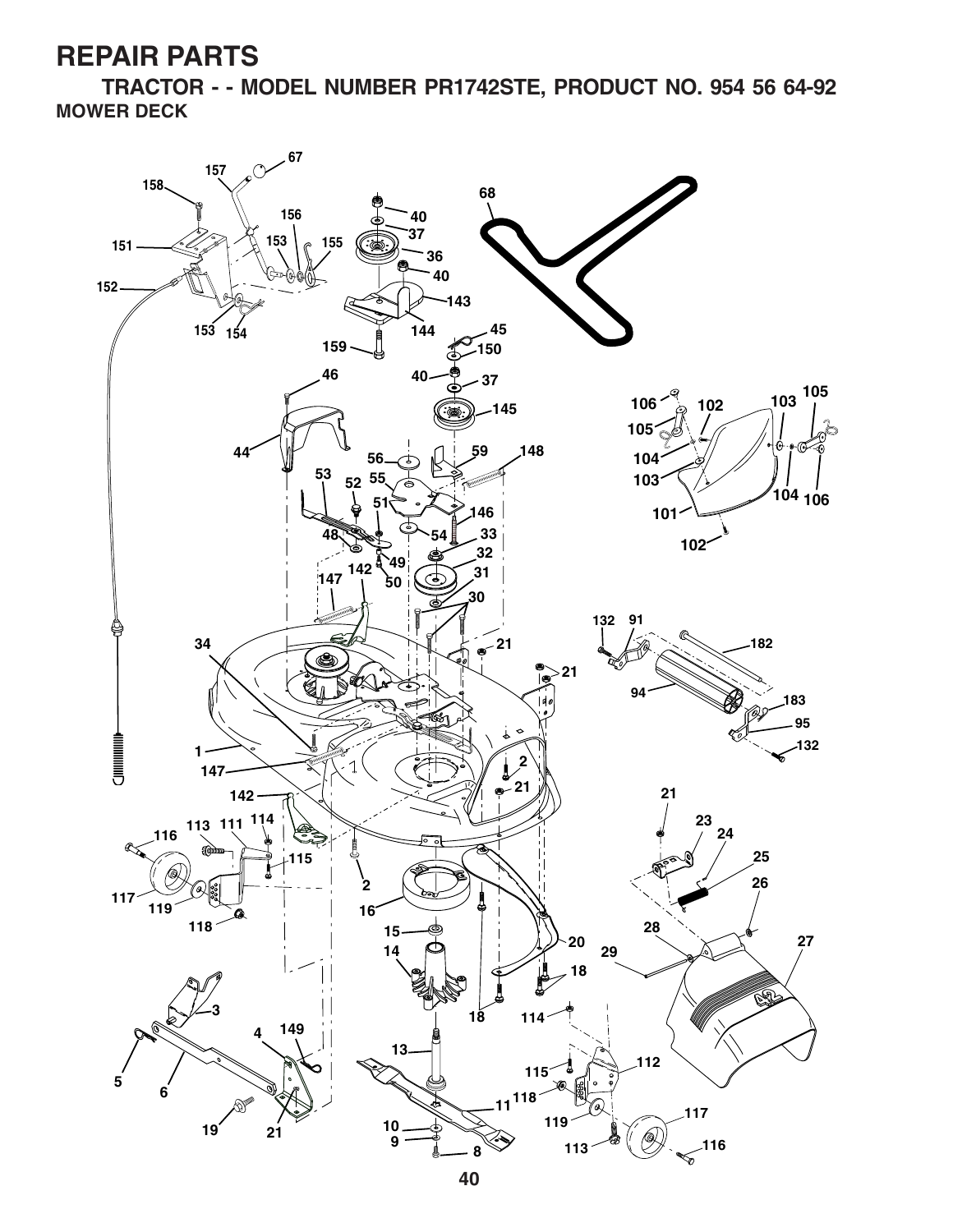# REPAIR PARTS

## TRACTOR - - MODEL NUMBER PR1742STE, PRODUCT NO. 954 56 64-92

### MOWER DECK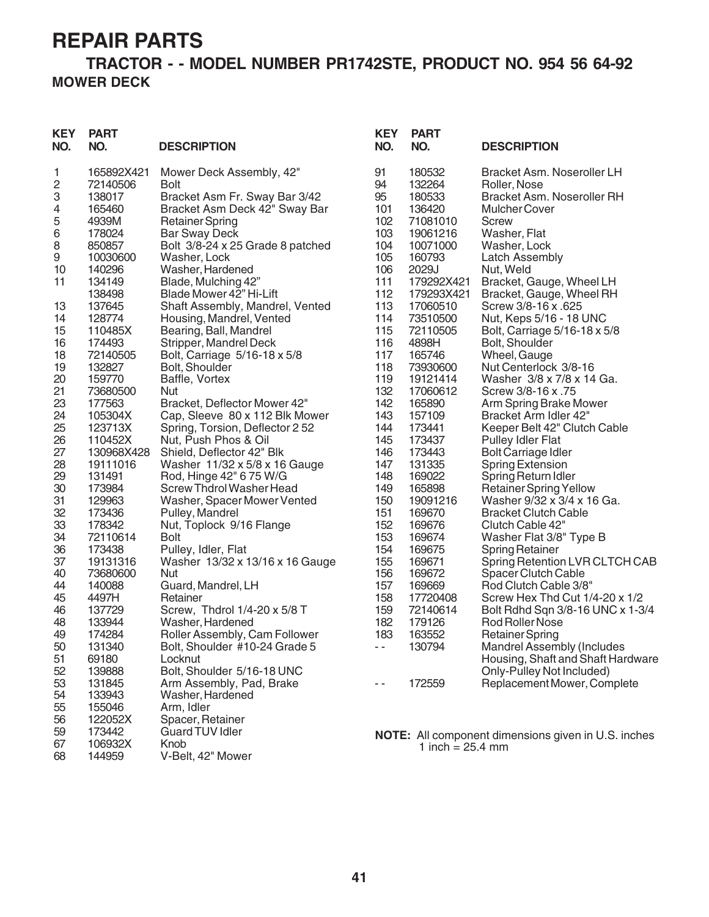# REPAIR PARTS

## TRACTOR - - MODEL NUMBER PR1742STE, PRODUCT NO. 954 56 64-92

### MOWER DECK

| KEY NO. | PART NO. | DESCRIPTION |
|---|---|---|
| 1 | 165892X421 | Mower Deck Assembly, 42" |
| 2 | 72140506 | Bolt |
| 3 | 138017 | Bracket Asm Fr. Sway Bar 3/42 |
| 4 | 165460 | Bracket Asm Deck 42" Sway Bar |
| 5 | 4939M | Retainer Spring |
| 6 | 178024 | Bar Sway Deck |
| 8 | 850857 | Bolt 3/8-24 x 25 Grade 8 patched |
| 9 | 10030600 | Washer, Lock |
| 10 | 140296 | Washer, Hardened |
| 11 | 134149 | Blade, Mulching 42" |
| | 138498 | Blade Mower 42" Hi-Lift |
| 13 | 137645 | Shaft Assembly, Mandrel, Vented |
| 14 | 128774 | Housing, Mandrel, Vented |
| 15 | 110485X | Bearing, Ball, Mandrel |
| 16 | 174493 | Stripper, Mandrel Deck |
| 18 | 72140505 | Bolt, Carriage 5/16-18 x 5/8 |
| 19 | 132827 | Bolt, Shoulder |
| 20 | 159770 | Baffle, Vortex |
| 21 | 73680500 | Nut |
| 23 | 177563 | Bracket, Deflector Mower 42" |
| 24 | 105304X | Cap, Sleeve 80 x 112 Blk Mower |
| 25 | 123713X | Spring, Torsion, Deflector 2 52 |
| 26 | 110452X | Nut, Push Phos & Oil |
| 27 | 130968X428 | Shield, Deflector 42" Blk |
| 28 | 19111016 | Washer 11/32 x 5/8 x 16 Gauge |
| 29 | 131491 | Rod, Hinge 42" 6 75 W/G |
| 30 | 173984 | Screw Thdrol Washer Head |
| 31 | 129963 | Washer, Spacer Mower Vented |
| 32 | 173436 | Pulley, Mandrel |
| 33 | 178342 | Nut, Toplock 9/16 Flange |
| 34 | 72110614 | Bolt |
| 36 | 173438 | Pulley, Idler, Flat |
| 37 | 19131316 | Washer 13/32 x 13/16 x 16 Gauge |
| 40 | 73680600 | Nut |
| 44 | 140088 | Guard, Mandrel, LH |
| 45 | 4497H | Retainer |
| 46 | 137729 | Screw, Thdrol 1/4-20 x 5/8 T |
| 48 | 133944 | Washer, Hardened |
| 49 | 174284 | Roller Assembly, Cam Follower |
| 50 | 131340 | Bolt, Shoulder #10-24 Grade 5 |
| 51 | 69180 | Locknut |
| 52 | 139888 | Bolt, Shoulder 5/16-18 UNC |
| 53 | 131845 | Arm Assembly, Pad, Brake |
| 54 | 133943 | Washer, Hardened |
| 55 | 155046 | Arm, Idler |
| 56 | 122052X | Spacer, Retainer |
| 59 | 173442 | Guard TUV Idler |
| 67 | 106932X | Knob |
| 68 | 144959 | V-Belt, 42" Mower |
| 91 | 180532 | Bracket Asm. Noseroller LH |
| 94 | 132264 | Roller, Nose |
| 95 | 180533 | Bracket Asm. Noseroller RH |
| 101 | 136420 | Mulcher Cover |
| 102 | 71081010 | Screw |
| 103 | 19061216 | Washer, Flat |
| 104 | 10071000 | Washer, Lock |
| 105 | 160793 | Latch Assembly |
| 106 | 2029J | Nut, Weld |
| 111 | 179292X421 | Bracket, Gauge, Wheel LH |
| 112 | 179293X421 | Bracket, Gauge, Wheel RH |
| 113 | 17060510 | Screw 3/8-16 x .625 |
| 114 | 73510500 | Nut, Keps 5/16 - 18 UNC |
| 115 | 72110505 | Bolt, Carriage 5/16-18 x 5/8 |
| 116 | 4898H | Bolt, Shoulder |
| 117 | 165746 | Wheel, Gauge |
| 118 | 73930600 | Nut Centerlock 3/8-16 |
| 119 | 19121414 | Washer 3/8 x 7/8 x 14 Ga. |
| 132 | 17060612 | Screw 3/8-16 x .75 |
| 142 | 165890 | Arm Spring Brake Mower |
| 143 | 157109 | Bracket Arm Idler 42" |
| 144 | 173441 | Keeper Belt 42" Clutch Cable |
| 145 | 173437 | Pulley Idler Flat |
| 146 | 173443 | Bolt Carriage Idler |
| 147 | 131335 | Spring Extension |
| 148 | 169022 | Spring Return Idler |
| 149 | 165898 | Retainer Spring Yellow |
| 150 | 19091216 | Washer 9/32 x 3/4 x 16 Ga. |
| 151 | 169670 | Bracket Clutch Cable |
| 152 | 169676 | Clutch Cable 42" |
| 153 | 169674 | Washer Flat 3/8" Type B |
| 154 | 169675 | Spring Retainer |
| 155 | 169671 | Spring Retention LVR CLTCH CAB |
| 156 | 169672 | Spacer Clutch Cable |
| 157 | 169669 | Rod Clutch Cable 3/8" |
| 158 | 17720408 | Screw Hex Thd Cut 1/4-20 x 1/2 |
| 159 | 72140614 | Bolt Rdhd Sqn 3/8-16 UNC x 1-3/4 |
| 182 | 179126 | Rod Roller Nose |
| 183 | 163552 | Retainer Spring |
| - - | 130794 | Mandrel Assembly (Includes Housing, Shaft and Shaft Hardware Only-Pulley Not Included) |
| - - | 172559 | Replacement Mower, Complete |

**NOTE:** All component dimensions given in U.S. inches
1 inch = 25.4 mm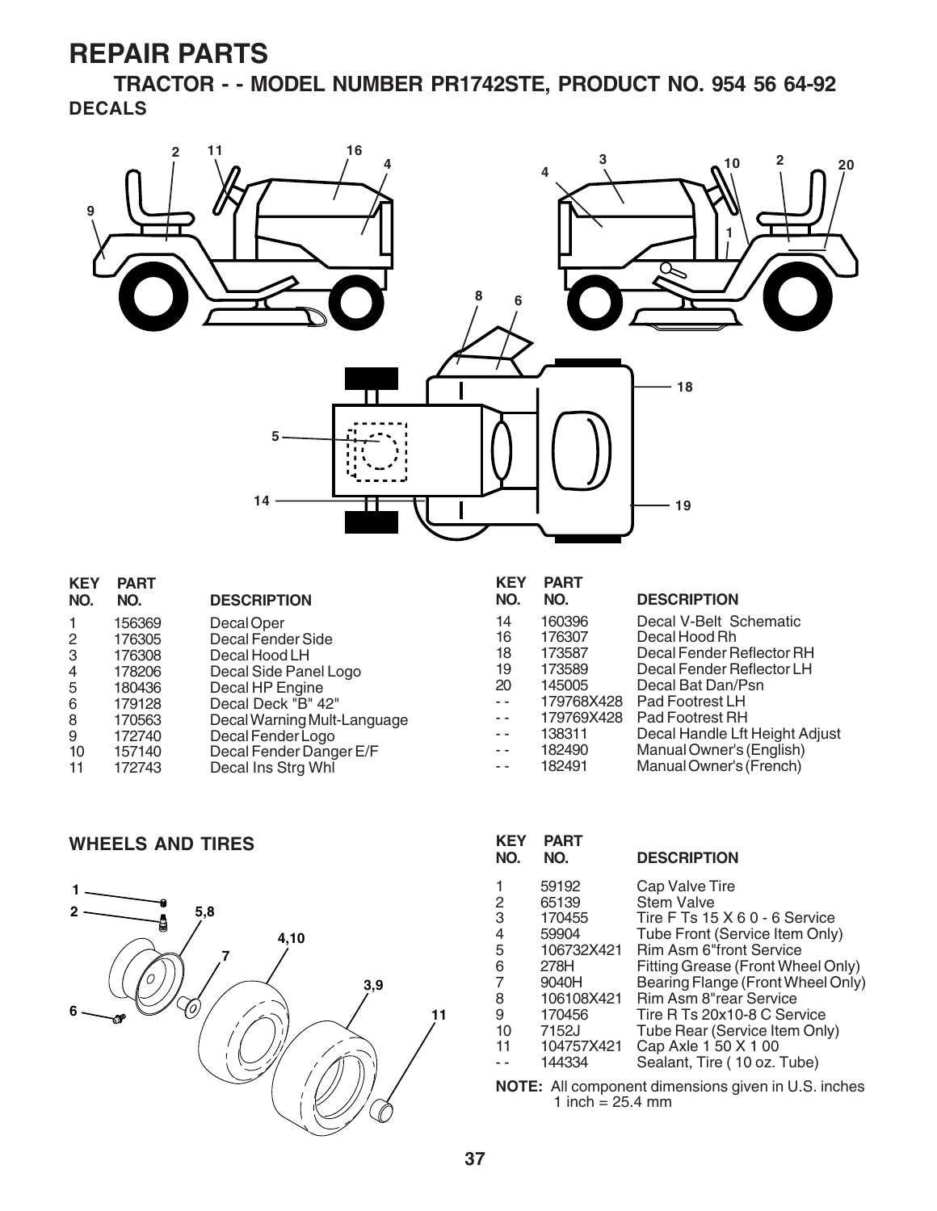# REPAIR PARTS

## TRACTOR - - MODEL NUMBER PR1742STE, PRODUCT NO. 954 56 64-92

### DECALS

| KEY NO. | PART NO. | DESCRIPTION |
|---|---|---|
| 1 | 156369 | Decal Oper |
| 2 | 176305 | Decal Fender Side |
| 3 | 176308 | Decal Hood LH |
| 4 | 178206 | Decal Side Panel Logo |
| 5 | 180436 | Decal HP Engine |
| 6 | 179128 | Decal Deck "B" 42" |
| 8 | 170563 | Decal Warning Mult-Language |
| 9 | 172740 | Decal Fender Logo |
| 10 | 157140 | Decal Fender Danger E/F |
| 11 | 172743 | Decal Ins Strg Whl |
| 14 | 160396 | Decal V-Belt Schematic |
| 16 | 176307 | Decal Hood Rh |
| 18 | 173587 | Decal Fender Reflector RH |
| 19 | 173589 | Decal Fender Reflector LH |
| 20 | 145005 | Decal Bat Dan/Psn |
| - - | 179768X428 | Pad Footrest LH |
| - - | 179769X428 | Pad Footrest RH |
| - - | 138311 | Decal Handle Lft Height Adjust |
| - - | 182490 | Manual Owner's (English) |
| - - | 182491 | Manual Owner's (French) |

### WHEELS AND TIRES

| KEY NO. | PART NO. | DESCRIPTION |
|---|---|---|
| 1 | 59192 | Cap Valve Tire |
| 2 | 65139 | Stem Valve |
| 3 | 170455 | Tire F Ts 15 X 6 0 - 6 Service |
| 4 | 59904 | Tube Front (Service Item Only) |
| 5 | 106732X421 | Rim Asm 6"front Service |
| 6 | 278H | Fitting Grease (Front Wheel Only) |
| 7 | 9040H | Bearing Flange (Front Wheel Only) |
| 8 | 106108X421 | Rim Asm 8"rear Service |
| 9 | 170456 | Tire R Ts 20x10-8 C Service |
| 10 | 7152J | Tube Rear (Service Item Only) |
| 11 | 104757X421 | Cap Axle 1 50 X 1 00 |
| - - | 144334 | Sealant, Tire ( 10 oz. Tube) |

**NOTE:** All component dimensions given in U.S. inches
1 inch = 25.4 mm